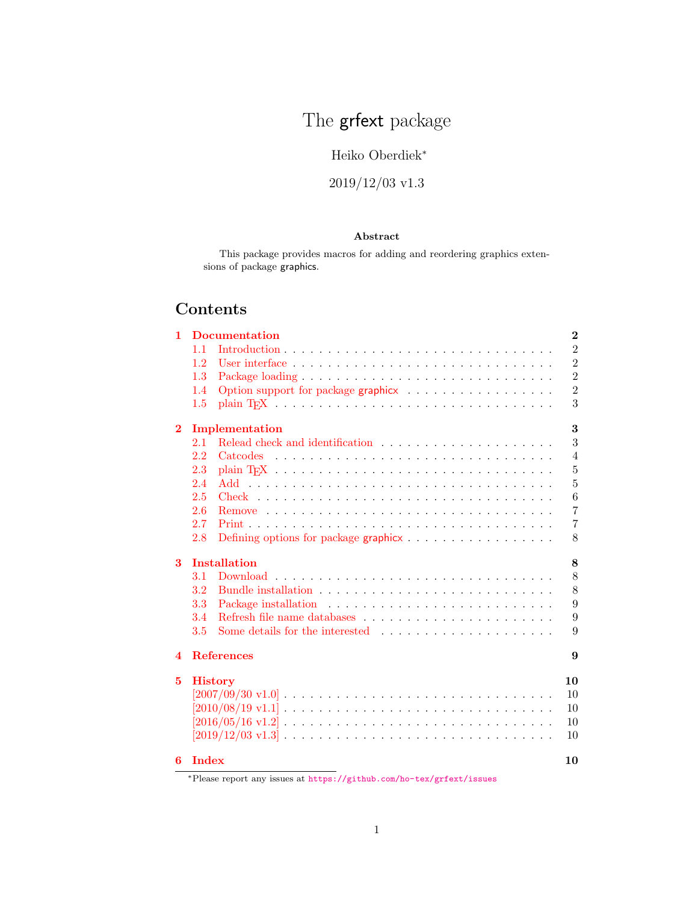# The grfext package

Heiko Oberdiek*

2019/12/03 v1.3

### Abstract

This package provides macros for adding and reordering graphics extensions of package graphics.

## Contents

- 1 Documentation — 2
  - 1.1 Introduction — 2
  - 1.2 User interface — 2
  - 1.3 Package loading — 2
  - 1.4 Option support for package graphicx — 2
  - 1.5 plain TeX — 3
- 2 Implementation — 3
  - 2.1 Relead check and identification — 3
  - 2.2 Catcodes — 4
  - 2.3 plain TeX — 5
  - 2.4 Add — 5
  - 2.5 Check — 6
  - 2.6 Remove — 7
  - 2.7 Print — 7
  - 2.8 Defining options for package graphicx — 8
- 3 Installation — 8
  - 3.1 Download — 8
  - 3.2 Bundle installation — 8
  - 3.3 Package installation — 9
  - 3.4 Refresh file name databases — 9
  - 3.5 Some details for the interested — 9
- 4 References — 9
- 5 History — 10
  - [2007/09/30 v1.0] — 10
  - [2010/08/19 v1.1] — 10
  - [2016/05/16 v1.2] — 10
  - [2019/12/03 v1.3] — 10
- 6 Index — 10

*Please report any issues at https://github.com/ho-tex/grfext/issues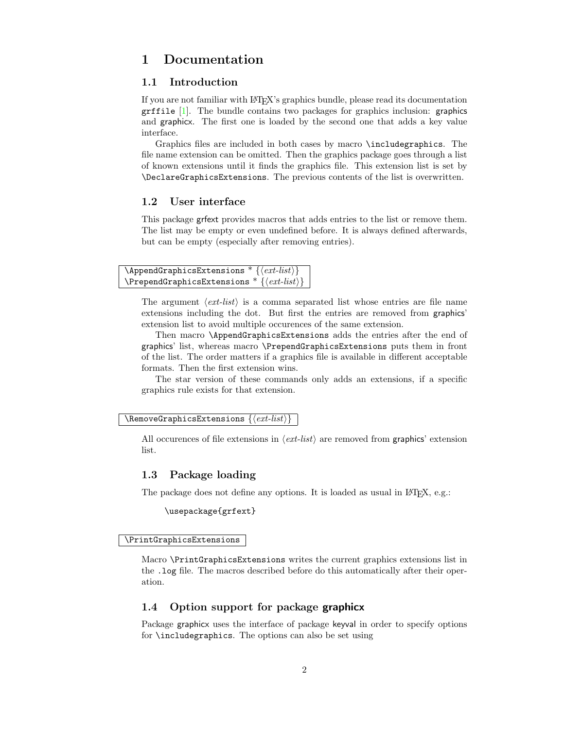# 1 Documentation

## 1.1 Introduction

If you are not familiar with LaTeX's graphics bundle, please read its documentation `grffile` [1]. The bundle contains two packages for graphics inclusion: graphics and graphicx. The first one is loaded by the second one that adds a key value interface.

Graphics files are included in both cases by macro `\includegraphics`. The file name extension can be omitted. Then the graphics package goes through a list of known extensions until it finds the graphics file. This extension list is set by `\DeclareGraphicsExtensions`. The previous contents of the list is overwritten.

## 1.2 User interface

This package grfext provides macros that adds entries to the list or remove them. The list may be empty or even undefined before. It is always defined afterwards, but can be empty (especially after removing entries).

```
\AppendGraphicsExtensions * {⟨ext-list⟩}
\PrependGraphicsExtensions * {⟨ext-list⟩}
```

The argument ⟨*ext-list*⟩ is a comma separated list whose entries are file name extensions including the dot. But first the entries are removed from graphics' extension list to avoid multiple occurences of the same extension.

Then macro `\AppendGraphicsExtensions` adds the entries after the end of graphics' list, whereas macro `\PrependGraphicsExtensions` puts them in front of the list. The order matters if a graphics file is available in different acceptable formats. Then the first extension wins.

The star version of these commands only adds an extensions, if a specific graphics rule exists for that extension.

```
\RemoveGraphicsExtensions {⟨ext-list⟩}
```

All occurences of file extensions in ⟨*ext-list*⟩ are removed from graphics' extension list.

## 1.3 Package loading

The package does not define any options. It is loaded as usual in LaTeX, e.g.:

```
\usepackage{grfext}
```

```
\PrintGraphicsExtensions
```

Macro `\PrintGraphicsExtensions` writes the current graphics extensions list in the `.log` file. The macros described before do this automatically after their operation.

## 1.4 Option support for package **graphicx**

Package graphicx uses the interface of package keyval in order to specify options for `\includegraphics`. The options can also be set using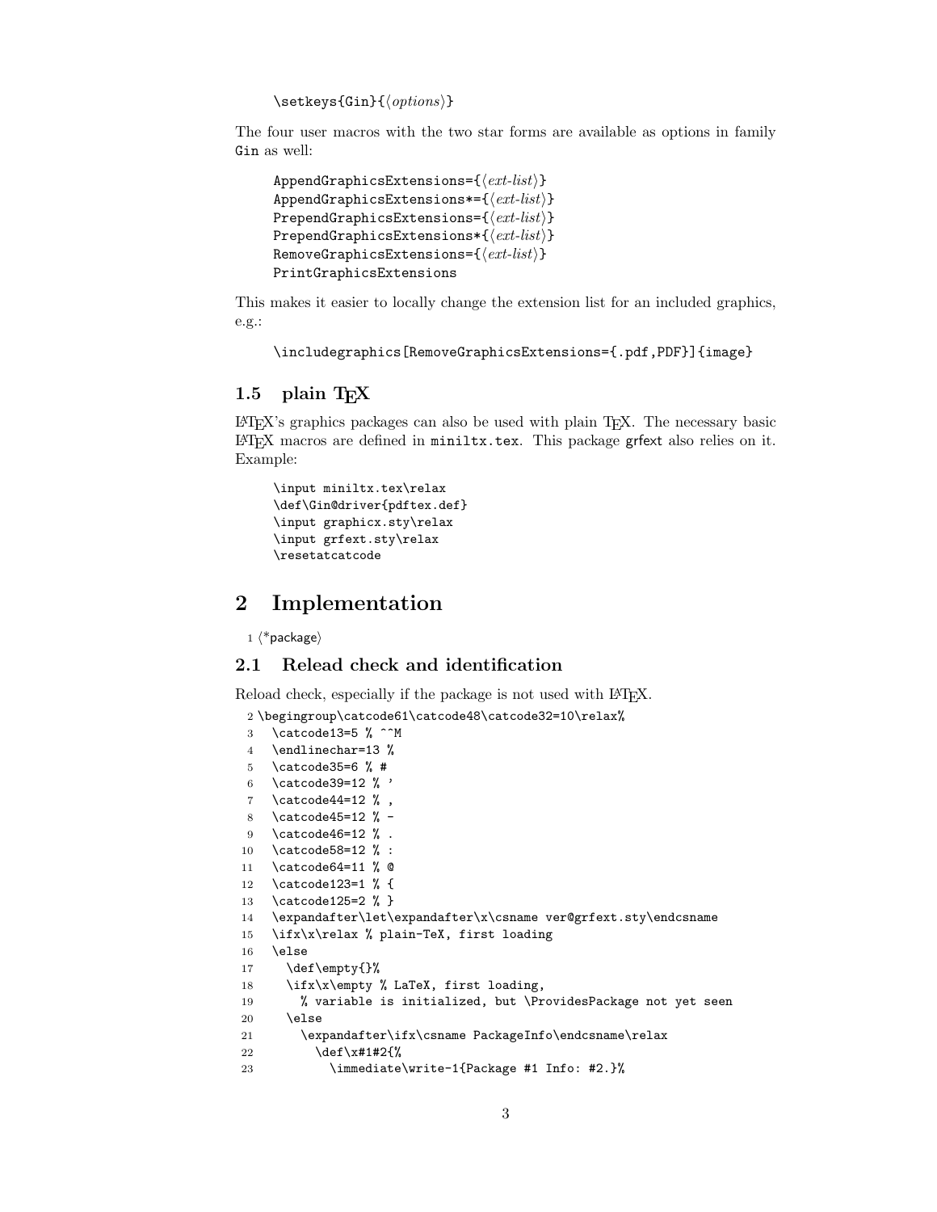```
\setkeys{Gin}{⟨options⟩}
```

The four user macros with the two star forms are available as options in family Gin as well:

```
AppendGraphicsExtensions={⟨ext-list⟩}
AppendGraphicsExtensions*={⟨ext-list⟩}
PrependGraphicsExtensions={⟨ext-list⟩}
PrependGraphicsExtensions*{⟨ext-list⟩}
RemoveGraphicsExtensions={⟨ext-list⟩}
PrintGraphicsExtensions
```

This makes it easier to locally change the extension list for an included graphics, e.g.:

```
\includegraphics[RemoveGraphicsExtensions={.pdf,PDF}]{image}
```

### 1.5 plain TEX

LATEX's graphics packages can also be used with plain TEX. The necessary basic LATEX macros are defined in `miniltx.tex`. This package grfext also relies on it. Example:

```
\input miniltx.tex\relax
\def\Gin@driver{pdftex.def}
\input graphicx.sty\relax
\input grfext.sty\relax
\resetatcatcode
```

## 2 Implementation

```
1 ⟨*package⟩
```

### 2.1 Relead check and identification

Reload check, especially if the package is not used with LATEX.

```
2 \begingroup\catcode61\catcode48\catcode32=10\relax%
3   \catcode13=5 % ^^M
4   \endlinechar=13 %
5   \catcode35=6 % #
6   \catcode39=12 % '
7   \catcode44=12 % ,
8   \catcode45=12 % -
9   \catcode46=12 % .
10  \catcode58=12 % :
11  \catcode64=11 % @
12  \catcode123=1 % {
13  \catcode125=2 % }
14  \expandafter\let\expandafter\x\csname ver@grfext.sty\endcsname
15  \ifx\x\relax % plain-TeX, first loading
16  \else
17    \def\empty{}%
18    \ifx\x\empty % LaTeX, first loading,
19      % variable is initialized, but \ProvidesPackage not yet seen
20    \else
21      \expandafter\ifx\csname PackageInfo\endcsname\relax
22        \def\x#1#2{%
23          \immediate\write-1{Package #1 Info: #2.}%
```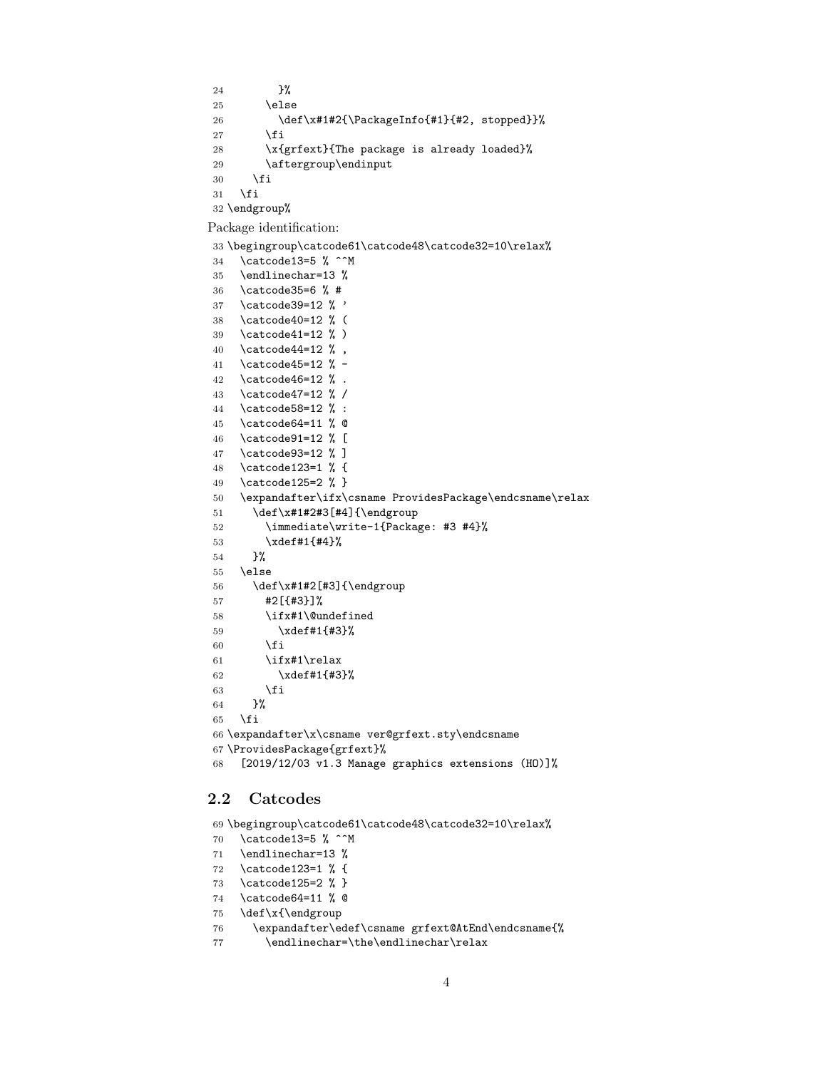```
24         }%
25       \else
26         \def\x#1#2{\PackageInfo{#1}{#2, stopped}}%
27       \fi
28       \x{grfext}{The package is already loaded}%
29       \aftergroup\endinput
30     \fi
31   \fi
32 \endgroup%
```

Package identification:

```
33 \begingroup\catcode61\catcode48\catcode32=10\relax%
34   \catcode13=5 % ^^M
35   \endlinechar=13 %
36   \catcode35=6 % #
37   \catcode39=12 % '
38   \catcode40=12 % (
39   \catcode41=12 % )
40   \catcode44=12 % ,
41   \catcode45=12 % -
42   \catcode46=12 % .
43   \catcode47=12 % /
44   \catcode58=12 % :
45   \catcode64=11 % @
46   \catcode91=12 % [
47   \catcode93=12 % ]
48   \catcode123=1 % {
49   \catcode125=2 % }
50   \expandafter\ifx\csname ProvidesPackage\endcsname\relax
51     \def\x#1#2#3[#4]{\endgroup
52       \immediate\write-1{Package: #3 #4}%
53       \xdef#1{#4}%
54     }%
55   \else
56     \def\x#1#2[#3]{\endgroup
57       #2[{#3}]%
58       \ifx#1\@undefined
59         \xdef#1{#3}%
60       \fi
61       \ifx#1\relax
62         \xdef#1{#3}%
63       \fi
64     }%
65   \fi
66 \expandafter\x\csname ver@grfext.sty\endcsname
67 \ProvidesPackage{grfext}%
68   [2019/12/03 v1.3 Manage graphics extensions (HO)]%
```

## 2.2 Catcodes

```
69 \begingroup\catcode61\catcode48\catcode32=10\relax%
70   \catcode13=5 % ^^M
71   \endlinechar=13 %
72   \catcode123=1 % {
73   \catcode125=2 % }
74   \catcode64=11 % @
75   \def\x{\endgroup
76     \expandafter\edef\csname grfext@AtEnd\endcsname{%
77       \endlinechar=\the\endlinechar\relax
```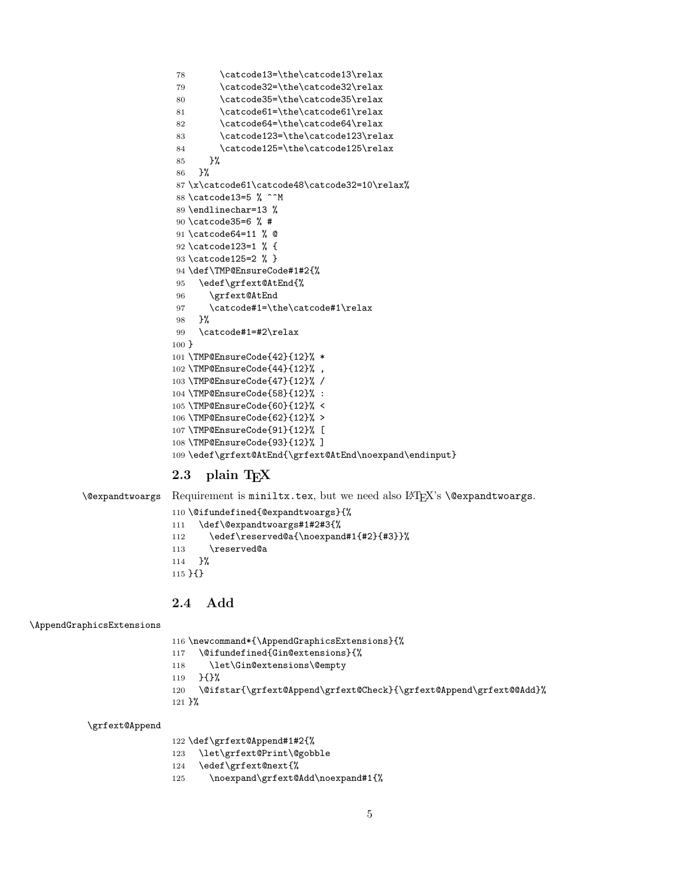```
78       \catcode13=\the\catcode13\relax
79       \catcode32=\the\catcode32\relax
80       \catcode35=\the\catcode35\relax
81       \catcode61=\the\catcode61\relax
82       \catcode64=\the\catcode64\relax
83       \catcode123=\the\catcode123\relax
84       \catcode125=\the\catcode125\relax
85     }%
86   }%
87 \x\catcode61\catcode48\catcode32=10\relax%
88 \catcode13=5 % ^^M
89 \endlinechar=13 %
90 \catcode35=6 % #
91 \catcode64=11 % @
92 \catcode123=1 % {
93 \catcode125=2 % }
94 \def\TMP@EnsureCode#1#2{%
95   \edef\grfext@AtEnd{%
96     \grfext@AtEnd
97     \catcode#1=\the\catcode#1\relax
98   }%
99   \catcode#1=#2\relax
100 }
101 \TMP@EnsureCode{42}{12}% *
102 \TMP@EnsureCode{44}{12}% ,
103 \TMP@EnsureCode{47}{12}% /
104 \TMP@EnsureCode{58}{12}% :
105 \TMP@EnsureCode{60}{12}% <
106 \TMP@EnsureCode{62}{12}% >
107 \TMP@EnsureCode{91}{12}% [
108 \TMP@EnsureCode{93}{12}% ]
109 \edef\grfext@AtEnd{\grfext@AtEnd\noexpand\endinput}
```

## 2.3 plain TEX

\@expandtwoargs Requirement is miniltx.tex, but we need also LaTeX's \@expandtwoargs.

```
110 \@ifundefined{@expandtwoargs}{%
111   \def\@expandtwoargs#1#2#3{%
112     \edef\reserved@a{\noexpand#1{#2}{#3}}%
113     \reserved@a
114   }%
115 }{}
```

## 2.4 Add

\AppendGraphicsExtensions

```
116 \newcommand*{\AppendGraphicsExtensions}{%
117   \@ifundefined{Gin@extensions}{%
118     \let\Gin@extensions\@empty
119   }{}%
120   \@ifstar{\grfext@Append\grfext@Check}{\grfext@Append\grfext@@Add}%
121 }%
```

\grfext@Append

```
122 \def\grfext@Append#1#2{%
123   \let\grfext@Print\@gobble
124   \edef\grfext@next{%
125     \noexpand\grfext@Add\noexpand#1{%
```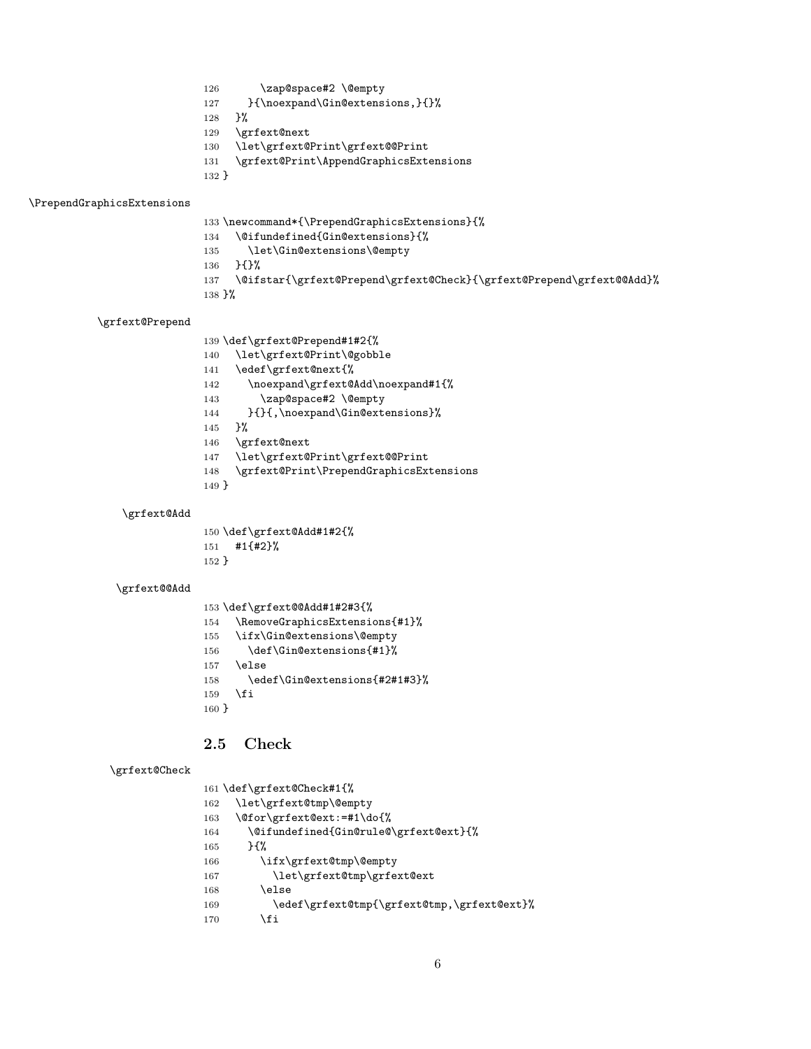```
126       \zap@space#2 \@empty
127     }{\noexpand\Gin@extensions,}{}%
128   }%
129   \grfext@next
130   \let\grfext@Print\grfext@@Print
131   \grfext@Print\AppendGraphicsExtensions
132 }
```

\PrependGraphicsExtensions

```
133 \newcommand*{\PrependGraphicsExtensions}{%
134   \@ifundefined{Gin@extensions}{%
135     \let\Gin@extensions\@empty
136   }{}%
137   \@ifstar{\grfext@Prepend\grfext@Check}{\grfext@Prepend\grfext@@Add}%
138 }%
```

\grfext@Prepend

```
139 \def\grfext@Prepend#1#2{%
140   \let\grfext@Print\@gobble
141   \edef\grfext@next{%
142     \noexpand\grfext@Add\noexpand#1{%
143       \zap@space#2 \@empty
144     }{}{,\noexpand\Gin@extensions}%
145   }%
146   \grfext@next
147   \let\grfext@Print\grfext@@Print
148   \grfext@Print\PrependGraphicsExtensions
149 }
```

\grfext@Add

```
150 \def\grfext@Add#1#2{%
151   #1{#2}%
152 }
```

\grfext@@Add

```
153 \def\grfext@@Add#1#2#3{%
154   \RemoveGraphicsExtensions{#1}%
155   \ifx\Gin@extensions\@empty
156     \def\Gin@extensions{#1}%
157   \else
158     \edef\Gin@extensions{#2#1#3}%
159   \fi
160 }
```

## 2.5 Check

\grfext@Check

```
161 \def\grfext@Check#1{%
162   \let\grfext@tmp\@empty
163   \@for\grfext@ext:=#1\do{%
164     \@ifundefined{Gin@rule@\grfext@ext}{%
165     }{%
166       \ifx\grfext@tmp\@empty
167         \let\grfext@tmp\grfext@ext
168       \else
169         \edef\grfext@tmp{\grfext@tmp,\grfext@ext}%
170       \fi
```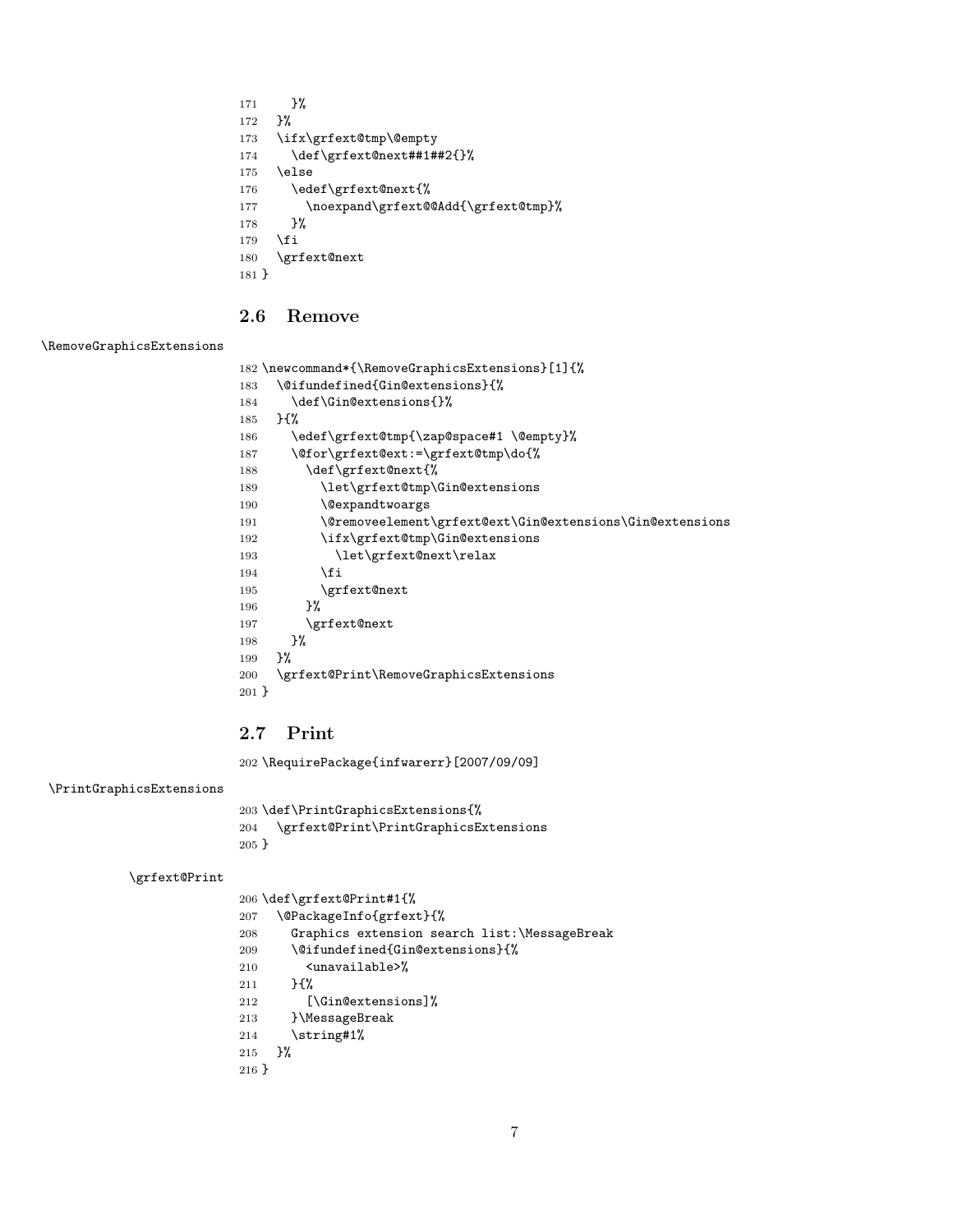```
171     }%
172   }%
173   \ifx\grfext@tmp\@empty
174     \def\grfext@next##1##2{}%
175   \else
176     \edef\grfext@next{%
177       \noexpand\grfext@@Add{\grfext@tmp}%
178     }%
179   \fi
180   \grfext@next
181 }
```

## 2.6 Remove

\RemoveGraphicsExtensions

```
182 \newcommand*{\RemoveGraphicsExtensions}[1]{%
183   \@ifundefined{Gin@extensions}{%
184     \def\Gin@extensions{}%
185   }{%
186     \edef\grfext@tmp{\zap@space#1 \@empty}%
187     \@for\grfext@ext:=\grfext@tmp\do{%
188       \def\grfext@next{%
189         \let\grfext@tmp\Gin@extensions
190         \@expandtwoargs
191         \@removeelement\grfext@ext\Gin@extensions\Gin@extensions
192         \ifx\grfext@tmp\Gin@extensions
193           \let\grfext@next\relax
194         \fi
195         \grfext@next
196       }%
197       \grfext@next
198     }%
199   }%
200   \grfext@Print\RemoveGraphicsExtensions
201 }
```

## 2.7 Print

```
202 \RequirePackage{infwarerr}[2007/09/09]
```

\PrintGraphicsExtensions

```
203 \def\PrintGraphicsExtensions{%
204   \grfext@Print\PrintGraphicsExtensions
205 }
```

\grfext@Print

```
206 \def\grfext@Print#1{%
207   \@PackageInfo{grfext}{%
208     Graphics extension search list:\MessageBreak
209     \@ifundefined{Gin@extensions}{%
210       <unavailable>%
211     }{%
212       [\Gin@extensions]%
213     }\MessageBreak
214     \string#1%
215   }%
216 }
```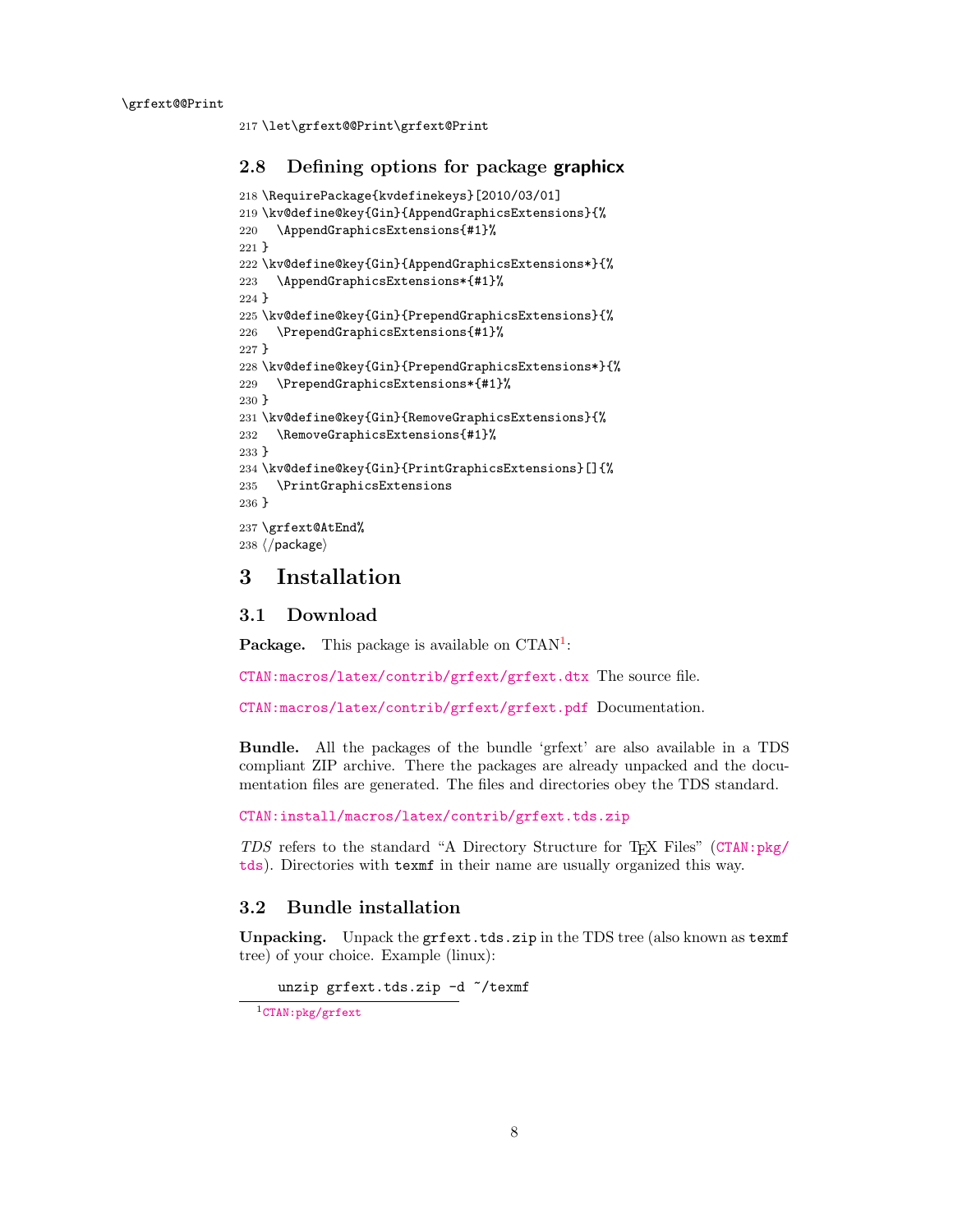\grfext@@Print

```
217 \let\grfext@@Print\grfext@Print
```

### 2.8 Defining options for package graphicx

```
218 \RequirePackage{kvdefinekeys}[2010/03/01]
219 \kv@define@key{Gin}{AppendGraphicsExtensions}{%
220   \AppendGraphicsExtensions{#1}%
221 }
222 \kv@define@key{Gin}{AppendGraphicsExtensions*}{%
223   \AppendGraphicsExtensions*{#1}%
224 }
225 \kv@define@key{Gin}{PrependGraphicsExtensions}{%
226   \PrependGraphicsExtensions{#1}%
227 }
228 \kv@define@key{Gin}{PrependGraphicsExtensions*}{%
229   \PrependGraphicsExtensions*{#1}%
230 }
231 \kv@define@key{Gin}{RemoveGraphicsExtensions}{%
232   \RemoveGraphicsExtensions{#1}%
233 }
234 \kv@define@key{Gin}{PrintGraphicsExtensions}[]{%
235   \PrintGraphicsExtensions
236 }
237 \grfext@AtEnd%
238 ⟨/package⟩
```

# 3 Installation

## 3.1 Download

**Package.** This package is available on CTAN[1]:

CTAN:macros/latex/contrib/grfext/grfext.dtx The source file.

CTAN:macros/latex/contrib/grfext/grfext.pdf Documentation.

**Bundle.** All the packages of the bundle 'grfext' are also available in a TDS compliant ZIP archive. There the packages are already unpacked and the documentation files are generated. The files and directories obey the TDS standard.

CTAN:install/macros/latex/contrib/grfext.tds.zip

*TDS* refers to the standard "A Directory Structure for TEX Files" (CTAN:pkg/tds). Directories with `texmf` in their name are usually organized this way.

## 3.2 Bundle installation

**Unpacking.** Unpack the `grfext.tds.zip` in the TDS tree (also known as `texmf` tree) of your choice. Example (linux):

```
unzip grfext.tds.zip -d ~/texmf
```

[1] CTAN:pkg/grfext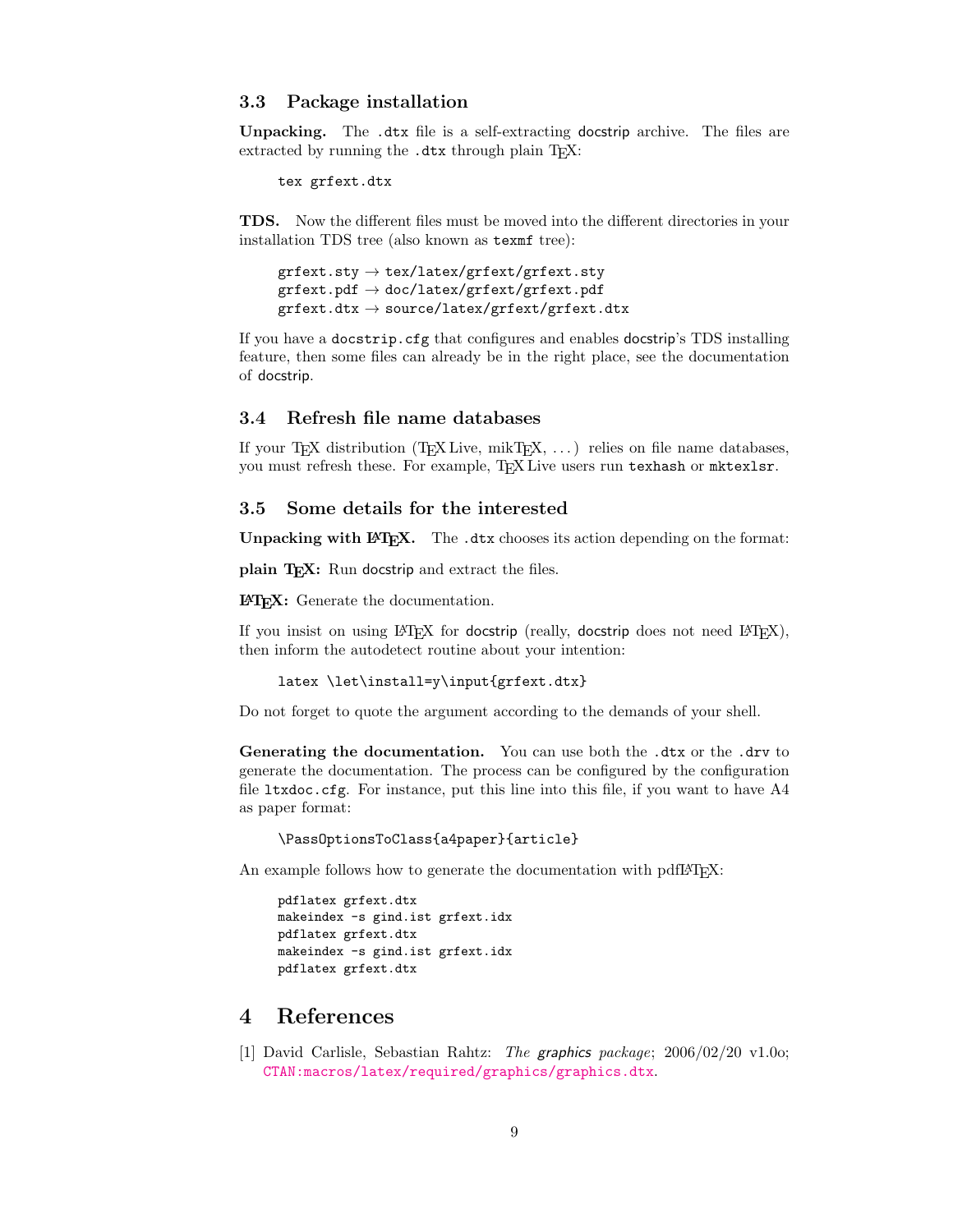### 3.3 Package installation

**Unpacking.** The `.dtx` file is a self-extracting docstrip archive. The files are extracted by running the `.dtx` through plain TeX:

```
tex grfext.dtx
```

**TDS.** Now the different files must be moved into the different directories in your installation TDS tree (also known as `texmf` tree):

```
grfext.sty → tex/latex/grfext/grfext.sty
grfext.pdf → doc/latex/grfext/grfext.pdf
grfext.dtx → source/latex/grfext/grfext.dtx
```

If you have a `docstrip.cfg` that configures and enables docstrip's TDS installing feature, then some files can already be in the right place, see the documentation of docstrip.

### 3.4 Refresh file name databases

If your TeX distribution (TeX Live, mikTeX, ...) relies on file name databases, you must refresh these. For example, TeX Live users run `texhash` or `mktexlsr`.

### 3.5 Some details for the interested

**Unpacking with LaTeX.** The `.dtx` chooses its action depending on the format:

**plain TeX:** Run docstrip and extract the files.

**LaTeX:** Generate the documentation.

If you insist on using LaTeX for docstrip (really, docstrip does not need LaTeX), then inform the autodetect routine about your intention:

```
latex \let\install=y\input{grfext.dtx}
```

Do not forget to quote the argument according to the demands of your shell.

**Generating the documentation.** You can use both the `.dtx` or the `.drv` to generate the documentation. The process can be configured by the configuration file `ltxdoc.cfg`. For instance, put this line into this file, if you want to have A4 as paper format:

```
\PassOptionsToClass{a4paper}{article}
```

An example follows how to generate the documentation with pdfLaTeX:

```
pdflatex grfext.dtx
makeindex -s gind.ist grfext.idx
pdflatex grfext.dtx
makeindex -s gind.ist grfext.idx
pdflatex grfext.dtx
```

## 4 References

[1] David Carlisle, Sebastian Rahtz: *The graphics package*; 2006/02/20 v1.0o; CTAN:macros/latex/required/graphics/graphics.dtx.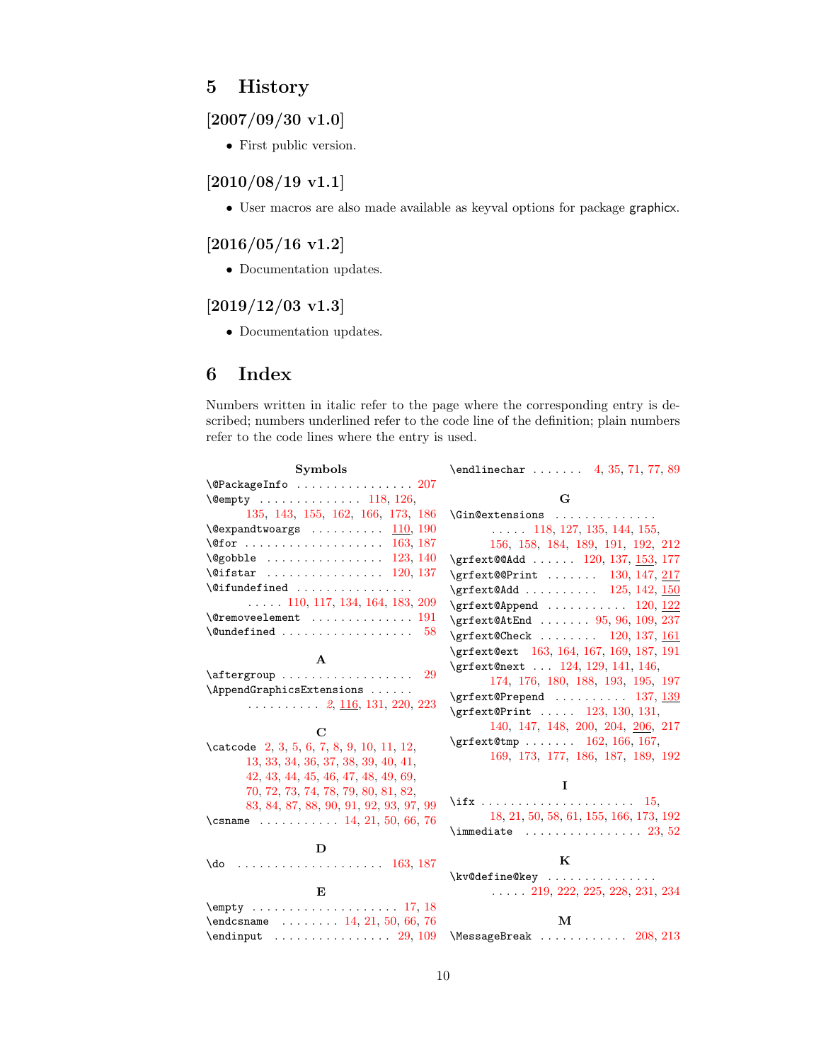# 5 History

### [2007/09/30 v1.0]

- First public version.

### [2010/08/19 v1.1]

- User macros are also made available as keyval options for package graphicx.

### [2016/05/16 v1.2]

- Documentation updates.

### [2019/12/03 v1.3]

- Documentation updates.

# 6 Index

Numbers written in italic refer to the page where the corresponding entry is described; numbers underlined refer to the code line of the definition; plain numbers refer to the code lines where the entry is used.

**Symbols**

\@PackageInfo . . . . . . . . . . . . . . . . 207
\@empty . . . . . . . . . . . . . . 118, 126, 135, 143, 155, 162, 166, 173, 186
\@expandtwoargs . . . . . . . . . . 110, 190
\@for . . . . . . . . . . . . . . . . . . . 163, 187
\@gobble . . . . . . . . . . . . . . . . 123, 140
\@ifstar . . . . . . . . . . . . . . . . 120, 137
\@ifundefined . . . . . 110, 117, 134, 164, 183, 209
\@removeelement . . . . . . . . . . . . . 191
\@undefined . . . . . . . . . . . . . . . . . . 58

**A**

\aftergroup . . . . . . . . . . . . . . . . . . 29
\AppendGraphicsExtensions . . . . . . *2*, 116, 131, 220, 223

**C**

\catcode 2, 3, 5, 6, 7, 8, 9, 10, 11, 12, 13, 33, 34, 36, 37, 38, 39, 40, 41, 42, 43, 44, 45, 46, 47, 48, 49, 69, 70, 72, 73, 74, 78, 79, 80, 81, 82, 83, 84, 87, 88, 90, 91, 92, 93, 97, 99
\csname . . . . . . . . . . . 14, 21, 50, 66, 76

**D**

\do . . . . . . . . . . . . . . . . . . . . 163, 187

**E**

\empty . . . . . . . . . . . . . . . . . . . . 17, 18
\endcsname . . . . . . . . 14, 21, 50, 66, 76
\endinput . . . . . . . . . . . . . . . . 29, 109
\endlinechar . . . . . . . 4, 35, 71, 77, 89

**G**

\Gin@extensions . . . . . 118, 127, 135, 144, 155, 156, 158, 184, 189, 191, 192, 212
\grfext@@Add . . . . . . 120, 137, 153, 177
\grfext@@Print . . . . . . . 130, 147, 217
\grfext@Add . . . . . . . . . . 125, 142, 150
\grfext@Append . . . . . . . . . . . 120, 122
\grfext@AtEnd . . . . . . . 95, 96, 109, 237
\grfext@Check . . . . . . . . 120, 137, 161
\grfext@ext 163, 164, 167, 169, 187, 191
\grfext@next . . . 124, 129, 141, 146, 174, 176, 180, 188, 193, 195, 197
\grfext@Prepend . . . . . . . . . . 137, 139
\grfext@Print . . . . . 123, 130, 131, 140, 147, 148, 200, 204, 206, 217
\grfext@tmp . . . . . . . 162, 166, 167, 169, 173, 177, 186, 187, 189, 192

**I**

\ifx . . . . . . . . . . . . . . . . . . . . . 15, 18, 21, 50, 58, 61, 155, 166, 173, 192
\immediate . . . . . . . . . . . . . . . . 23, 52

**K**

\kv@define@key . . . . . 219, 222, 225, 228, 231, 234

**M**

\MessageBreak . . . . . . . . . . . . 208, 213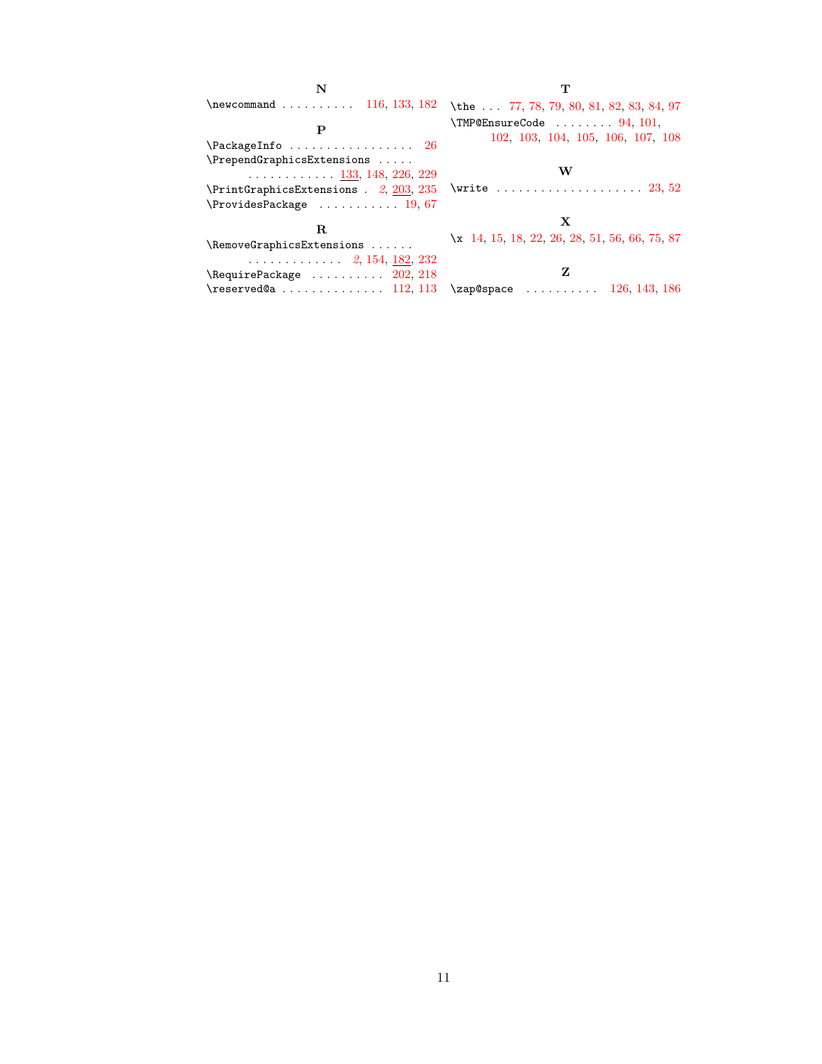**N**

\newcommand . . . . . . . . . . 116, 133, 182

**P**

\PackageInfo . . . . . . . . . . . . . . . . . 26
\PrependGraphicsExtensions . . . . . . . . . . . . . . . . . 133, 148, 226, 229
\PrintGraphicsExtensions . *2*, 203, 235
\ProvidesPackage . . . . . . . . . . . 19, 67

**R**

\RemoveGraphicsExtensions . . . . . . . . . . . . . . . . . . . *2*, 154, 182, 232
\RequirePackage . . . . . . . . . . 202, 218
\reserved@a . . . . . . . . . . . . . . 112, 113

**T**

\the . . . 77, 78, 79, 80, 81, 82, 83, 84, 97
\TMP@EnsureCode . . . . . . . . 94, 101, 102, 103, 104, 105, 106, 107, 108

**W**

\write . . . . . . . . . . . . . . . . . . . . 23, 52

**X**

\x 14, 15, 18, 22, 26, 28, 51, 56, 66, 75, 87

**Z**

\zap@space . . . . . . . . . . 126, 143, 186